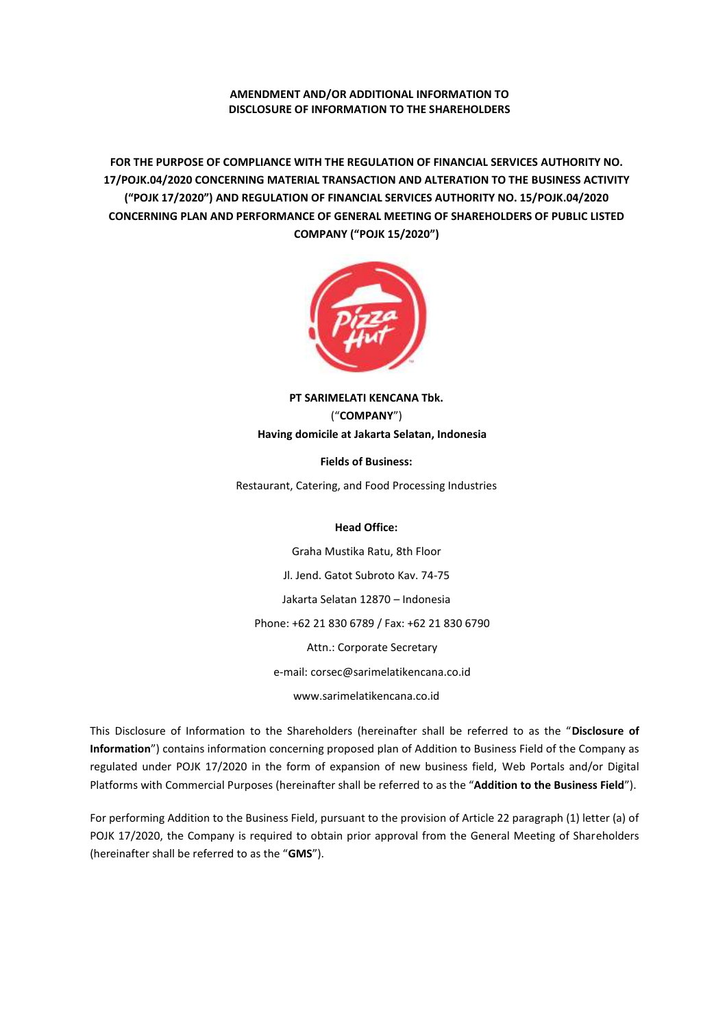**AMENDMENT AND/OR ADDITIONAL INFORMATION TO**
**DISCLOSURE OF INFORMATION TO THE SHAREHOLDERS**

**FOR THE PURPOSE OF COMPLIANCE WITH THE REGULATION OF FINANCIAL SERVICES AUTHORITY NO. 17/POJK.04/2020 CONCERNING MATERIAL TRANSACTION AND ALTERATION TO THE BUSINESS ACTIVITY ("POJK 17/2020") AND REGULATION OF FINANCIAL SERVICES AUTHORITY NO. 15/POJK.04/2020 CONCERNING PLAN AND PERFORMANCE OF GENERAL MEETING OF SHAREHOLDERS OF PUBLIC LISTED COMPANY ("POJK 15/2020")**

**PT SARIMELATI KENCANA Tbk.**
("**COMPANY**")
**Having domicile at Jakarta Selatan, Indonesia**

**Fields of Business:**

Restaurant, Catering, and Food Processing Industries

**Head Office:**

Graha Mustika Ratu, 8th Floor

Jl. Jend. Gatot Subroto Kav. 74-75

Jakarta Selatan 12870 – Indonesia

Phone: +62 21 830 6789 / Fax: +62 21 830 6790

Attn.: Corporate Secretary

e-mail: corsec@sarimelatikencana.co.id

www.sarimelatikencana.co.id

This Disclosure of Information to the Shareholders (hereinafter shall be referred to as the "**Disclosure of Information**") contains information concerning proposed plan of Addition to Business Field of the Company as regulated under POJK 17/2020 in the form of expansion of new business field, Web Portals and/or Digital Platforms with Commercial Purposes (hereinafter shall be referred to as the "**Addition to the Business Field**").

For performing Addition to the Business Field, pursuant to the provision of Article 22 paragraph (1) letter (a) of POJK 17/2020, the Company is required to obtain prior approval from the General Meeting of Shareholders (hereinafter shall be referred to as the "**GMS**").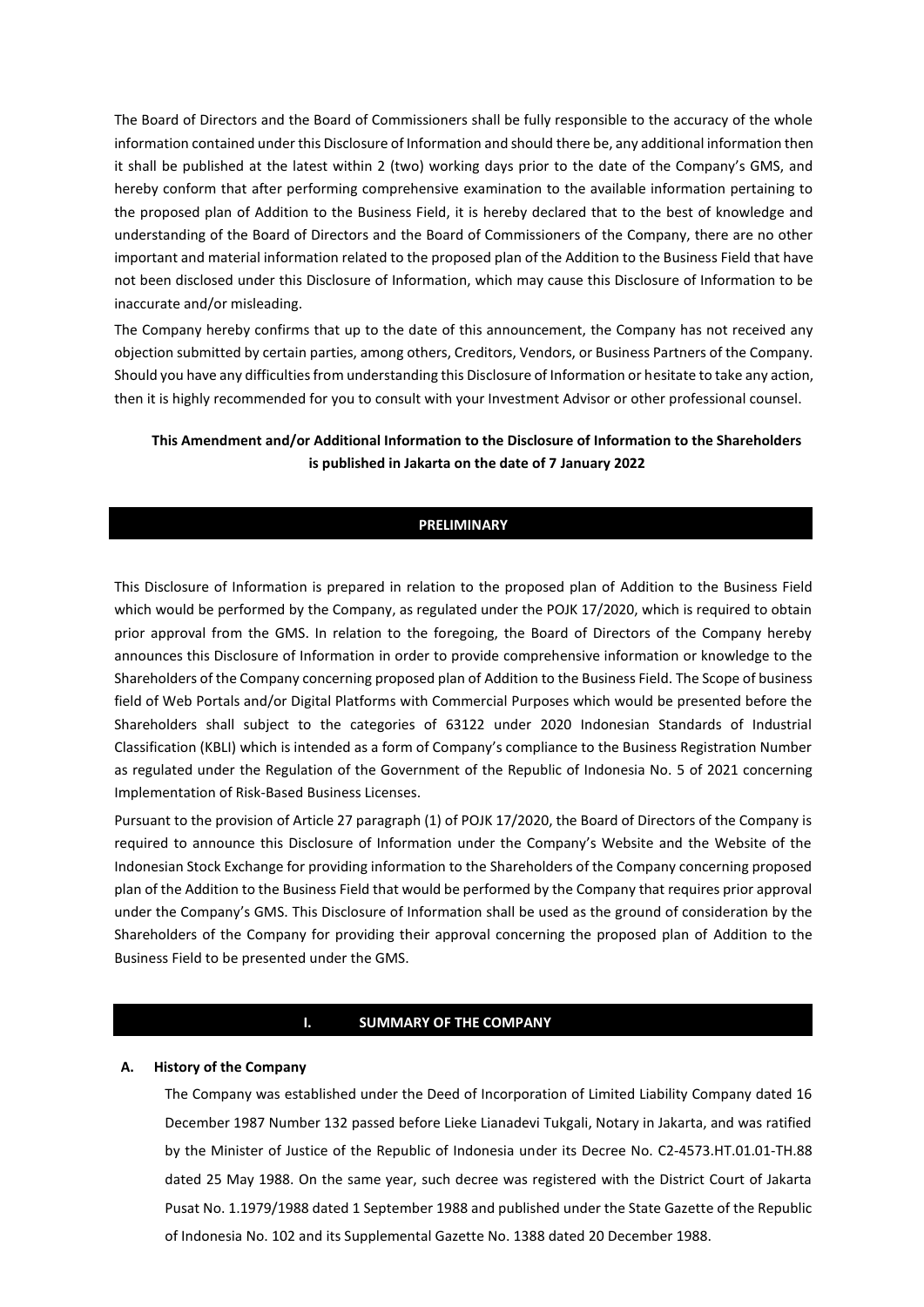The Board of Directors and the Board of Commissioners shall be fully responsible to the accuracy of the whole information contained under this Disclosure of Information and should there be, any additional information then it shall be published at the latest within 2 (two) working days prior to the date of the Company's GMS, and hereby conform that after performing comprehensive examination to the available information pertaining to the proposed plan of Addition to the Business Field, it is hereby declared that to the best of knowledge and understanding of the Board of Directors and the Board of Commissioners of the Company, there are no other important and material information related to the proposed plan of the Addition to the Business Field that have not been disclosed under this Disclosure of Information, which may cause this Disclosure of Information to be inaccurate and/or misleading.

The Company hereby confirms that up to the date of this announcement, the Company has not received any objection submitted by certain parties, among others, Creditors, Vendors, or Business Partners of the Company. Should you have any difficulties from understanding this Disclosure of Information or hesitate to take any action, then it is highly recommended for you to consult with your Investment Advisor or other professional counsel.

**This Amendment and/or Additional Information to the Disclosure of Information to the Shareholders is published in Jakarta on the date of 7 January 2022**

## PRELIMINARY

This Disclosure of Information is prepared in relation to the proposed plan of Addition to the Business Field which would be performed by the Company, as regulated under the POJK 17/2020, which is required to obtain prior approval from the GMS. In relation to the foregoing, the Board of Directors of the Company hereby announces this Disclosure of Information in order to provide comprehensive information or knowledge to the Shareholders of the Company concerning proposed plan of Addition to the Business Field. The Scope of business field of Web Portals and/or Digital Platforms with Commercial Purposes which would be presented before the Shareholders shall subject to the categories of 63122 under 2020 Indonesian Standards of Industrial Classification (KBLI) which is intended as a form of Company's compliance to the Business Registration Number as regulated under the Regulation of the Government of the Republic of Indonesia No. 5 of 2021 concerning Implementation of Risk-Based Business Licenses.

Pursuant to the provision of Article 27 paragraph (1) of POJK 17/2020, the Board of Directors of the Company is required to announce this Disclosure of Information under the Company's Website and the Website of the Indonesian Stock Exchange for providing information to the Shareholders of the Company concerning proposed plan of the Addition to the Business Field that would be performed by the Company that requires prior approval under the Company's GMS. This Disclosure of Information shall be used as the ground of consideration by the Shareholders of the Company for providing their approval concerning the proposed plan of Addition to the Business Field to be presented under the GMS.

## I. SUMMARY OF THE COMPANY

### A. History of the Company

The Company was established under the Deed of Incorporation of Limited Liability Company dated 16 December 1987 Number 132 passed before Lieke Lianadevi Tukgali, Notary in Jakarta, and was ratified by the Minister of Justice of the Republic of Indonesia under its Decree No. C2-4573.HT.01.01-TH.88 dated 25 May 1988. On the same year, such decree was registered with the District Court of Jakarta Pusat No. 1.1979/1988 dated 1 September 1988 and published under the State Gazette of the Republic of Indonesia No. 102 and its Supplemental Gazette No. 1388 dated 20 December 1988.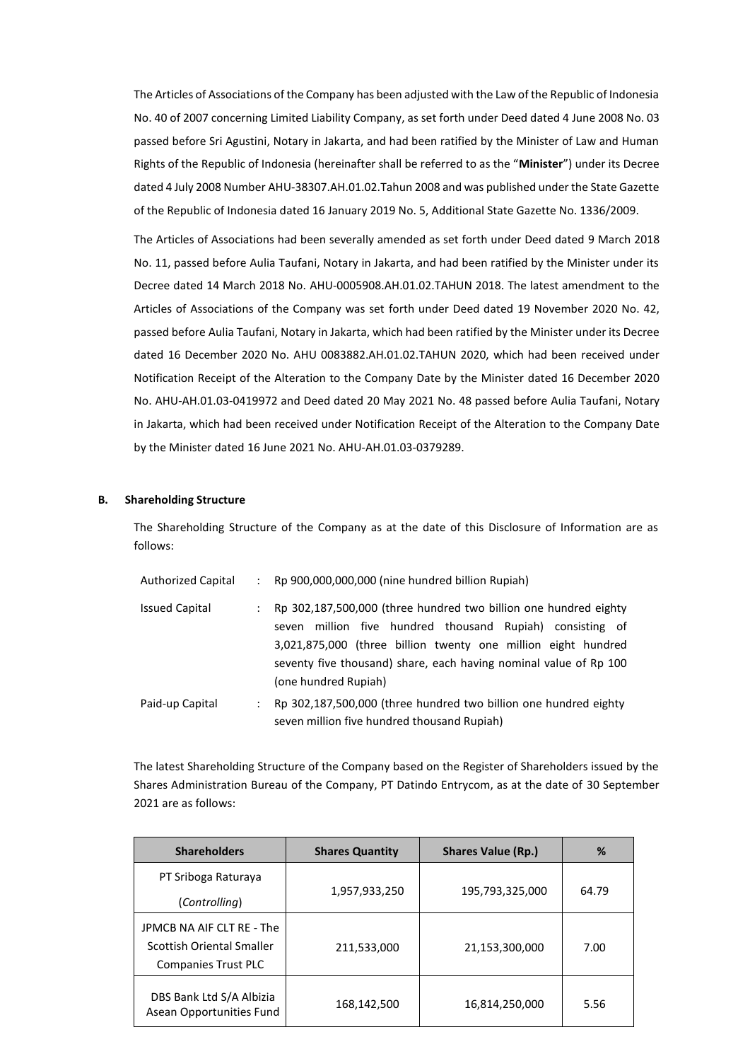The Articles of Associations of the Company has been adjusted with the Law of the Republic of Indonesia No. 40 of 2007 concerning Limited Liability Company, as set forth under Deed dated 4 June 2008 No. 03 passed before Sri Agustini, Notary in Jakarta, and had been ratified by the Minister of Law and Human Rights of the Republic of Indonesia (hereinafter shall be referred to as the "**Minister**") under its Decree dated 4 July 2008 Number AHU-38307.AH.01.02.Tahun 2008 and was published under the State Gazette of the Republic of Indonesia dated 16 January 2019 No. 5, Additional State Gazette No. 1336/2009.

The Articles of Associations had been severally amended as set forth under Deed dated 9 March 2018 No. 11, passed before Aulia Taufani, Notary in Jakarta, and had been ratified by the Minister under its Decree dated 14 March 2018 No. AHU-0005908.AH.01.02.TAHUN 2018. The latest amendment to the Articles of Associations of the Company was set forth under Deed dated 19 November 2020 No. 42, passed before Aulia Taufani, Notary in Jakarta, which had been ratified by the Minister under its Decree dated 16 December 2020 No. AHU 0083882.AH.01.02.TAHUN 2020, which had been received under Notification Receipt of the Alteration to the Company Date by the Minister dated 16 December 2020 No. AHU-AH.01.03-0419972 and Deed dated 20 May 2021 No. 48 passed before Aulia Taufani, Notary in Jakarta, which had been received under Notification Receipt of the Alteration to the Company Date by the Minister dated 16 June 2021 No. AHU-AH.01.03-0379289.

## B. Shareholding Structure

The Shareholding Structure of the Company as at the date of this Disclosure of Information are as follows:

| | | |
|---|---|---|
| Authorized Capital | : | Rp 900,000,000,000 (nine hundred billion Rupiah) |
| Issued Capital | : | Rp 302,187,500,000 (three hundred two billion one hundred eighty seven million five hundred thousand Rupiah) consisting of 3,021,875,000 (three billion twenty one million eight hundred seventy five thousand) share, each having nominal value of Rp 100 (one hundred Rupiah) |
| Paid-up Capital | : | Rp 302,187,500,000 (three hundred two billion one hundred eighty seven million five hundred thousand Rupiah) |

The latest Shareholding Structure of the Company based on the Register of Shareholders issued by the Shares Administration Bureau of the Company, PT Datindo Entrycom, as at the date of 30 September 2021 are as follows:

| Shareholders | Shares Quantity | Shares Value (Rp.) | % |
|---|---|---|---|
| PT Sriboga Raturaya (*Controlling*) | 1,957,933,250 | 195,793,325,000 | 64.79 |
| JPMCB NA AIF CLT RE - The Scottish Oriental Smaller Companies Trust PLC | 211,533,000 | 21,153,300,000 | 7.00 |
| DBS Bank Ltd S/A Albizia Asean Opportunities Fund | 168,142,500 | 16,814,250,000 | 5.56 |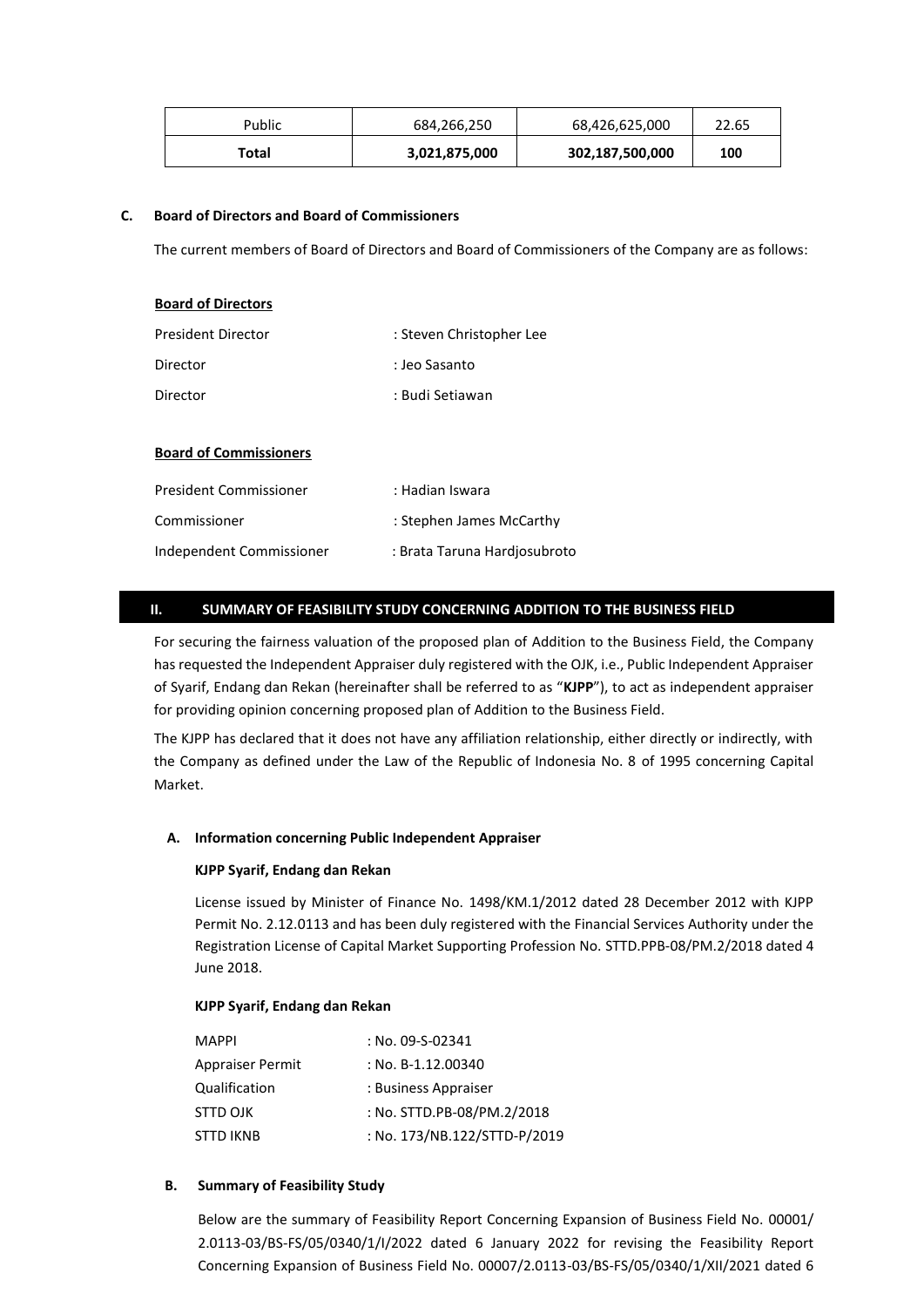| Public | 684,266,250 | 68,426,625,000 | 22.65 |
|---|---|---|---|
| **Total** | **3,021,875,000** | **302,187,500,000** | **100** |

**C. Board of Directors and Board of Commissioners**

The current members of Board of Directors and Board of Commissioners of the Company are as follows:

**Board of Directors**

President Director : Steven Christopher Lee

Director : Jeo Sasanto

Director : Budi Setiawan

**Board of Commissioners**

President Commissioner : Hadian Iswara

Commissioner : Stephen James McCarthy

Independent Commissioner : Brata Taruna Hardjosubroto

## II. SUMMARY OF FEASIBILITY STUDY CONCERNING ADDITION TO THE BUSINESS FIELD

For securing the fairness valuation of the proposed plan of Addition to the Business Field, the Company has requested the Independent Appraiser duly registered with the OJK, i.e., Public Independent Appraiser of Syarif, Endang dan Rekan (hereinafter shall be referred to as "**KJPP**"), to act as independent appraiser for providing opinion concerning proposed plan of Addition to the Business Field.

The KJPP has declared that it does not have any affiliation relationship, either directly or indirectly, with the Company as defined under the Law of the Republic of Indonesia No. 8 of 1995 concerning Capital Market.

**A. Information concerning Public Independent Appraiser**

**KJPP Syarif, Endang dan Rekan**

License issued by Minister of Finance No. 1498/KM.1/2012 dated 28 December 2012 with KJPP Permit No. 2.12.0113 and has been duly registered with the Financial Services Authority under the Registration License of Capital Market Supporting Profession No. STTD.PPB-08/PM.2/2018 dated 4 June 2018.

**KJPP Syarif, Endang dan Rekan**

MAPPI : No. 09-S-02341
Appraiser Permit : No. B-1.12.00340
Qualification : Business Appraiser
STTD OJK : No. STTD.PB-08/PM.2/2018
STTD IKNB : No. 173/NB.122/STTD-P/2019

**B. Summary of Feasibility Study**

Below are the summary of Feasibility Report Concerning Expansion of Business Field No. 00001/ 2.0113-03/BS-FS/05/0340/1/I/2022 dated 6 January 2022 for revising the Feasibility Report Concerning Expansion of Business Field No. 00007/2.0113-03/BS-FS/05/0340/1/XII/2021 dated 6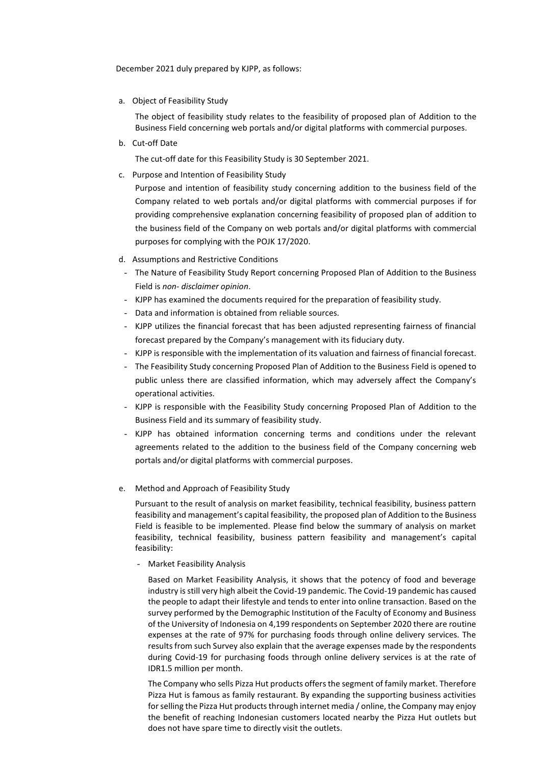December 2021 duly prepared by KJPP, as follows:

a. Object of Feasibility Study

   The object of feasibility study relates to the feasibility of proposed plan of Addition to the Business Field concerning web portals and/or digital platforms with commercial purposes.

b. Cut-off Date

   The cut-off date for this Feasibility Study is 30 September 2021.

c. Purpose and Intention of Feasibility Study

   Purpose and intention of feasibility study concerning addition to the business field of the Company related to web portals and/or digital platforms with commercial purposes if for providing comprehensive explanation concerning feasibility of proposed plan of addition to the business field of the Company on web portals and/or digital platforms with commercial purposes for complying with the POJK 17/2020.

d. Assumptions and Restrictive Conditions

   - The Nature of Feasibility Study Report concerning Proposed Plan of Addition to the Business Field is *non- disclaimer opinion*.
   - KJPP has examined the documents required for the preparation of feasibility study.
   - Data and information is obtained from reliable sources.
   - KJPP utilizes the financial forecast that has been adjusted representing fairness of financial forecast prepared by the Company's management with its fiduciary duty.
   - KJPP is responsible with the implementation of its valuation and fairness of financial forecast.
   - The Feasibility Study concerning Proposed Plan of Addition to the Business Field is opened to public unless there are classified information, which may adversely affect the Company's operational activities.
   - KJPP is responsible with the Feasibility Study concerning Proposed Plan of Addition to the Business Field and its summary of feasibility study.
   - KJPP has obtained information concerning terms and conditions under the relevant agreements related to the addition to the business field of the Company concerning web portals and/or digital platforms with commercial purposes.

e. Method and Approach of Feasibility Study

   Pursuant to the result of analysis on market feasibility, technical feasibility, business pattern feasibility and management's capital feasibility, the proposed plan of Addition to the Business Field is feasible to be implemented. Please find below the summary of analysis on market feasibility, technical feasibility, business pattern feasibility and management's capital feasibility:

   - Market Feasibility Analysis

     Based on Market Feasibility Analysis, it shows that the potency of food and beverage industry is still very high albeit the Covid-19 pandemic. The Covid-19 pandemic has caused the people to adapt their lifestyle and tends to enter into online transaction. Based on the survey performed by the Demographic Institution of the Faculty of Economy and Business of the University of Indonesia on 4,199 respondents on September 2020 there are routine expenses at the rate of 97% for purchasing foods through online delivery services. The results from such Survey also explain that the average expenses made by the respondents during Covid-19 for purchasing foods through online delivery services is at the rate of IDR1.5 million per month.

     The Company who sells Pizza Hut products offers the segment of family market. Therefore Pizza Hut is famous as family restaurant. By expanding the supporting business activities for selling the Pizza Hut products through internet media / online, the Company may enjoy the benefit of reaching Indonesian customers located nearby the Pizza Hut outlets but does not have spare time to directly visit the outlets.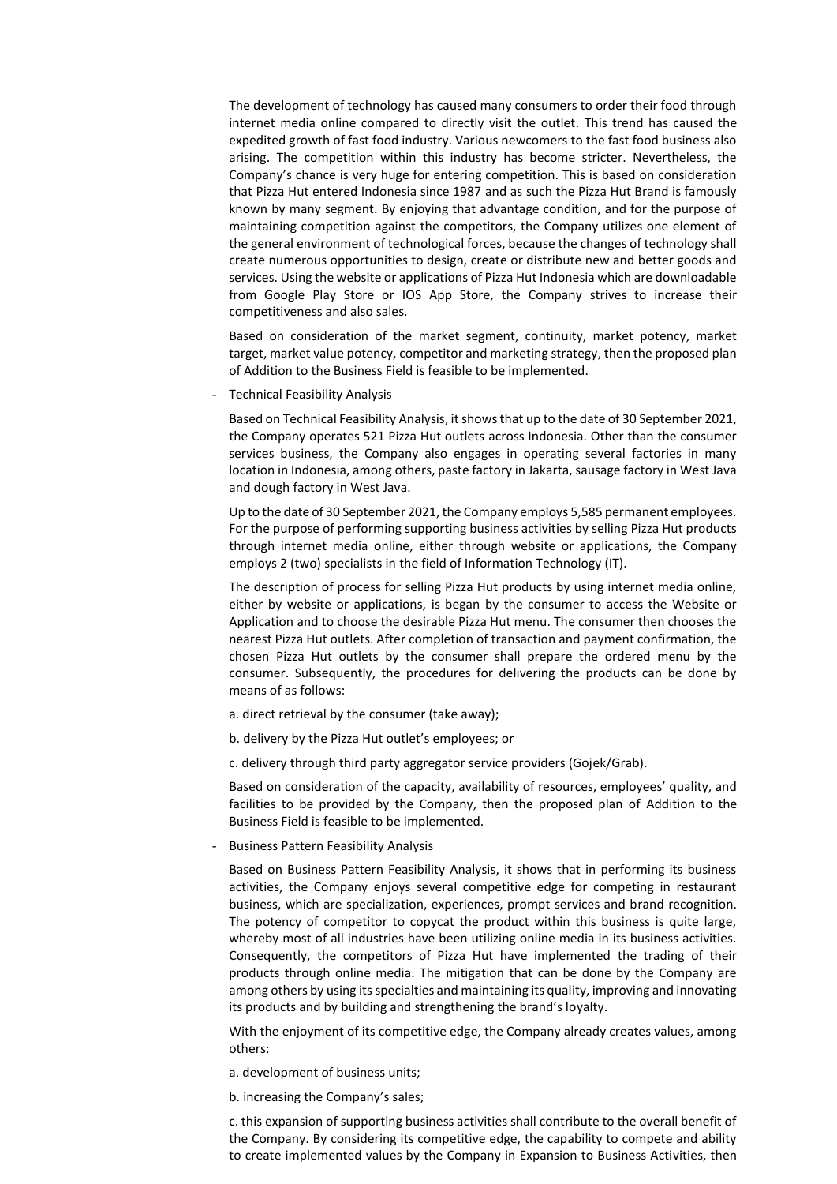The development of technology has caused many consumers to order their food through internet media online compared to directly visit the outlet. This trend has caused the expedited growth of fast food industry. Various newcomers to the fast food business also arising. The competition within this industry has become stricter. Nevertheless, the Company's chance is very huge for entering competition. This is based on consideration that Pizza Hut entered Indonesia since 1987 and as such the Pizza Hut Brand is famously known by many segment. By enjoying that advantage condition, and for the purpose of maintaining competition against the competitors, the Company utilizes one element of the general environment of technological forces, because the changes of technology shall create numerous opportunities to design, create or distribute new and better goods and services. Using the website or applications of Pizza Hut Indonesia which are downloadable from Google Play Store or IOS App Store, the Company strives to increase their competitiveness and also sales.

Based on consideration of the market segment, continuity, market potency, market target, market value potency, competitor and marketing strategy, then the proposed plan of Addition to the Business Field is feasible to be implemented.

- Technical Feasibility Analysis

Based on Technical Feasibility Analysis, it shows that up to the date of 30 September 2021, the Company operates 521 Pizza Hut outlets across Indonesia. Other than the consumer services business, the Company also engages in operating several factories in many location in Indonesia, among others, paste factory in Jakarta, sausage factory in West Java and dough factory in West Java.

Up to the date of 30 September 2021, the Company employs 5,585 permanent employees. For the purpose of performing supporting business activities by selling Pizza Hut products through internet media online, either through website or applications, the Company employs 2 (two) specialists in the field of Information Technology (IT).

The description of process for selling Pizza Hut products by using internet media online, either by website or applications, is began by the consumer to access the Website or Application and to choose the desirable Pizza Hut menu. The consumer then chooses the nearest Pizza Hut outlets. After completion of transaction and payment confirmation, the chosen Pizza Hut outlets by the consumer shall prepare the ordered menu by the consumer. Subsequently, the procedures for delivering the products can be done by means of as follows:

a. direct retrieval by the consumer (take away);

b. delivery by the Pizza Hut outlet's employees; or

c. delivery through third party aggregator service providers (Gojek/Grab).

Based on consideration of the capacity, availability of resources, employees' quality, and facilities to be provided by the Company, then the proposed plan of Addition to the Business Field is feasible to be implemented.

- Business Pattern Feasibility Analysis

Based on Business Pattern Feasibility Analysis, it shows that in performing its business activities, the Company enjoys several competitive edge for competing in restaurant business, which are specialization, experiences, prompt services and brand recognition. The potency of competitor to copycat the product within this business is quite large, whereby most of all industries have been utilizing online media in its business activities. Consequently, the competitors of Pizza Hut have implemented the trading of their products through online media. The mitigation that can be done by the Company are among others by using its specialties and maintaining its quality, improving and innovating its products and by building and strengthening the brand's loyalty.

With the enjoyment of its competitive edge, the Company already creates values, among others:

a. development of business units;

b. increasing the Company's sales;

c. this expansion of supporting business activities shall contribute to the overall benefit of the Company. By considering its competitive edge, the capability to compete and ability to create implemented values by the Company in Expansion to Business Activities, then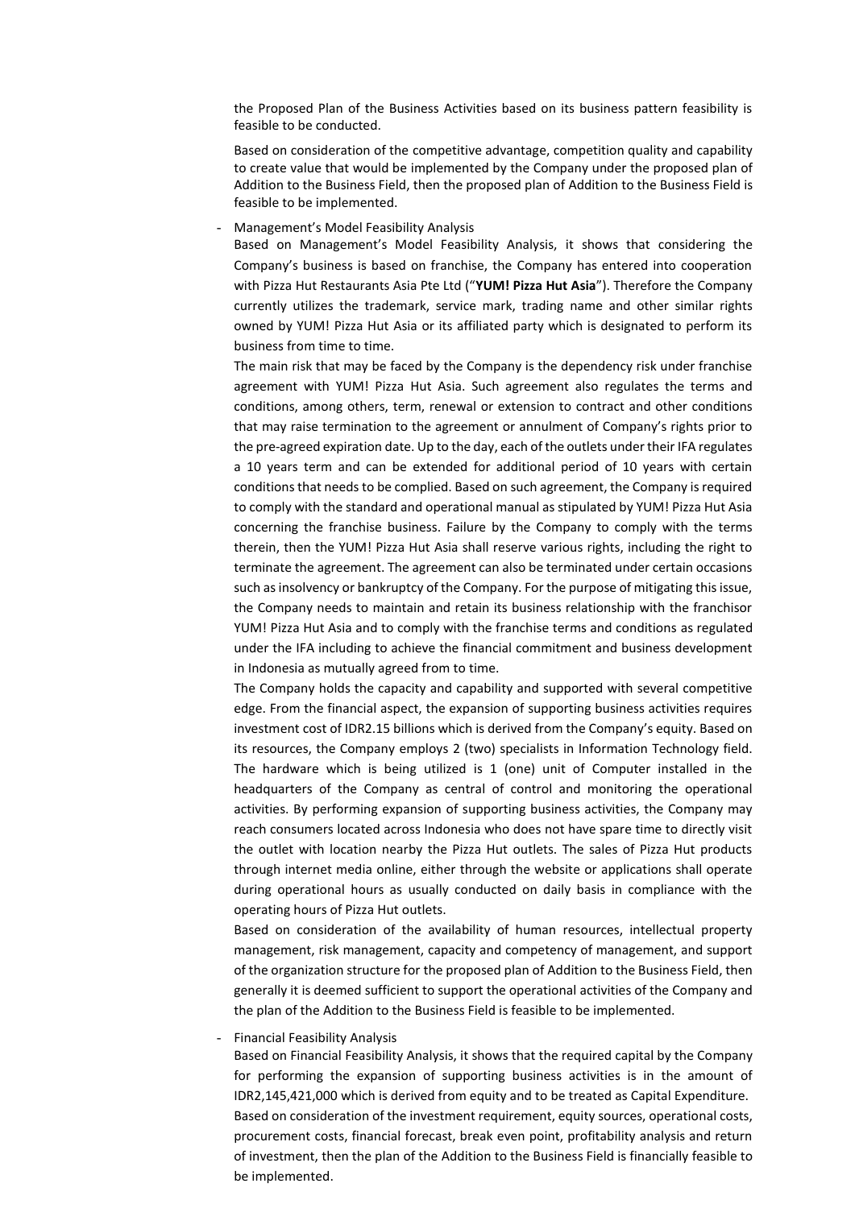the Proposed Plan of the Business Activities based on its business pattern feasibility is feasible to be conducted.

Based on consideration of the competitive advantage, competition quality and capability to create value that would be implemented by the Company under the proposed plan of Addition to the Business Field, then the proposed plan of Addition to the Business Field is feasible to be implemented.

- Management's Model Feasibility Analysis

  Based on Management's Model Feasibility Analysis, it shows that considering the Company's business is based on franchise, the Company has entered into cooperation with Pizza Hut Restaurants Asia Pte Ltd ("**YUM! Pizza Hut Asia**"). Therefore the Company currently utilizes the trademark, service mark, trading name and other similar rights owned by YUM! Pizza Hut Asia or its affiliated party which is designated to perform its business from time to time.

  The main risk that may be faced by the Company is the dependency risk under franchise agreement with YUM! Pizza Hut Asia. Such agreement also regulates the terms and conditions, among others, term, renewal or extension to contract and other conditions that may raise termination to the agreement or annulment of Company's rights prior to the pre-agreed expiration date. Up to the day, each of the outlets under their IFA regulates a 10 years term and can be extended for additional period of 10 years with certain conditions that needs to be complied. Based on such agreement, the Company is required to comply with the standard and operational manual as stipulated by YUM! Pizza Hut Asia concerning the franchise business. Failure by the Company to comply with the terms therein, then the YUM! Pizza Hut Asia shall reserve various rights, including the right to terminate the agreement. The agreement can also be terminated under certain occasions such as insolvency or bankruptcy of the Company. For the purpose of mitigating this issue, the Company needs to maintain and retain its business relationship with the franchisor YUM! Pizza Hut Asia and to comply with the franchise terms and conditions as regulated under the IFA including to achieve the financial commitment and business development in Indonesia as mutually agreed from to time.

  The Company holds the capacity and capability and supported with several competitive edge. From the financial aspect, the expansion of supporting business activities requires investment cost of IDR2.15 billions which is derived from the Company's equity. Based on its resources, the Company employs 2 (two) specialists in Information Technology field. The hardware which is being utilized is 1 (one) unit of Computer installed in the headquarters of the Company as central of control and monitoring the operational activities. By performing expansion of supporting business activities, the Company may reach consumers located across Indonesia who does not have spare time to directly visit the outlet with location nearby the Pizza Hut outlets. The sales of Pizza Hut products through internet media online, either through the website or applications shall operate during operational hours as usually conducted on daily basis in compliance with the operating hours of Pizza Hut outlets.

  Based on consideration of the availability of human resources, intellectual property management, risk management, capacity and competency of management, and support of the organization structure for the proposed plan of Addition to the Business Field, then generally it is deemed sufficient to support the operational activities of the Company and the plan of the Addition to the Business Field is feasible to be implemented.

- Financial Feasibility Analysis

  Based on Financial Feasibility Analysis, it shows that the required capital by the Company for performing the expansion of supporting business activities is in the amount of IDR2,145,421,000 which is derived from equity and to be treated as Capital Expenditure.

  Based on consideration of the investment requirement, equity sources, operational costs, procurement costs, financial forecast, break even point, profitability analysis and return of investment, then the plan of the Addition to the Business Field is financially feasible to be implemented.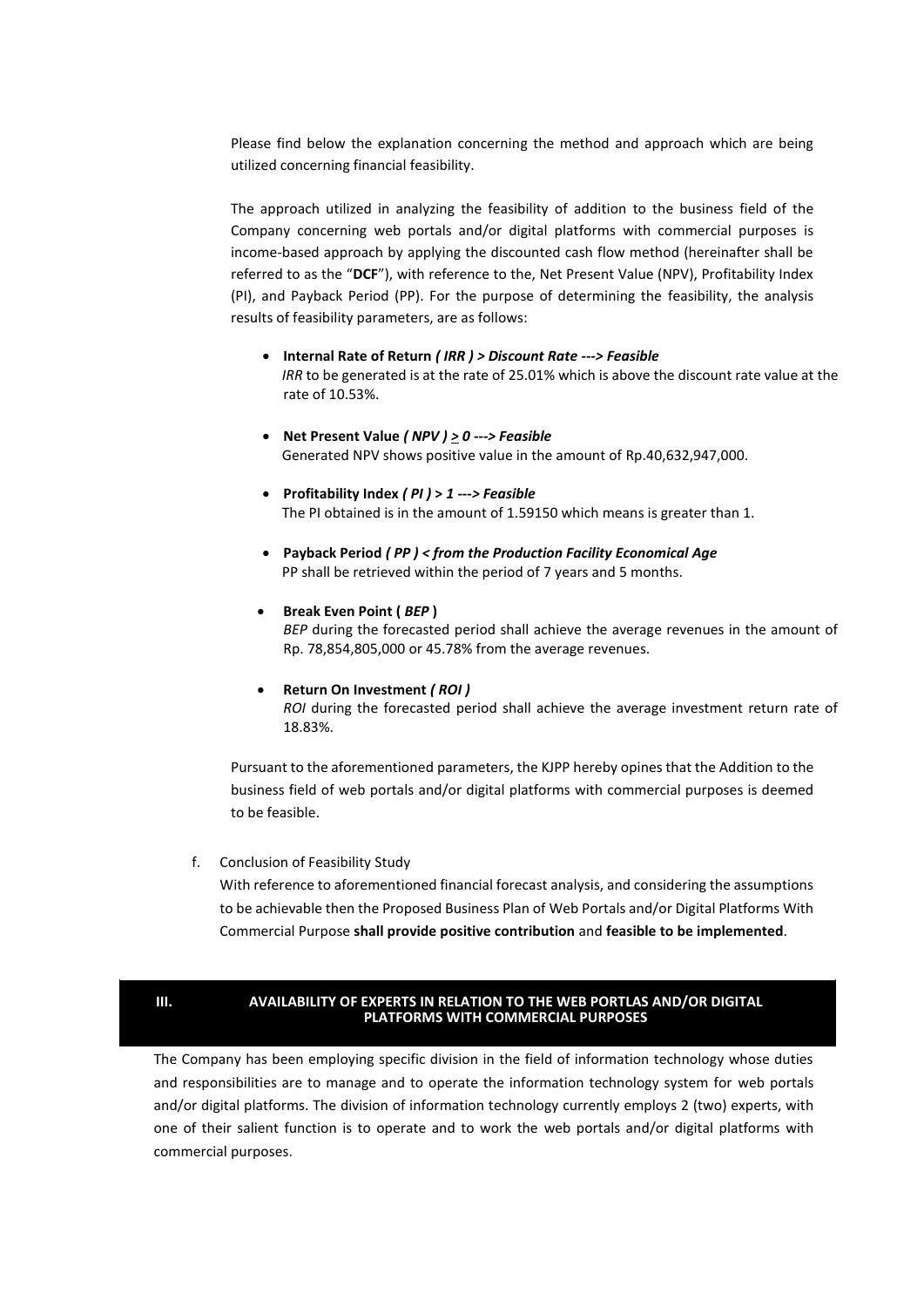Please find below the explanation concerning the method and approach which are being utilized concerning financial feasibility.

The approach utilized in analyzing the feasibility of addition to the business field of the Company concerning web portals and/or digital platforms with commercial purposes is income-based approach by applying the discounted cash flow method (hereinafter shall be referred to as the "**DCF**"), with reference to the, Net Present Value (NPV), Profitability Index (PI), and Payback Period (PP). For the purpose of determining the feasibility, the analysis results of feasibility parameters, are as follows:

- **Internal Rate of Return *( IRR ) > Discount Rate ---> Feasible***
  *IRR* to be generated is at the rate of 25.01% which is above the discount rate value at the rate of 10.53%.

- **Net Present Value *( NPV ) ≥ 0 ---> Feasible***
  Generated NPV shows positive value in the amount of Rp.40,632,947,000.

- **Profitability Index *( PI ) > 1 ---> Feasible***
  The PI obtained is in the amount of 1.59150 which means is greater than 1.

- **Payback Period *( PP ) < from the Production Facility Economical Age***
  PP shall be retrieved within the period of 7 years and 5 months.

- **Break Even Point ( *BEP* )**
  *BEP* during the forecasted period shall achieve the average revenues in the amount of Rp. 78,854,805,000 or 45.78% from the average revenues.

- **Return On Investment *( ROI )***
  *ROI* during the forecasted period shall achieve the average investment return rate of 18.83%.

Pursuant to the aforementioned parameters, the KJPP hereby opines that the Addition to the business field of web portals and/or digital platforms with commercial purposes is deemed to be feasible.

f. Conclusion of Feasibility Study

With reference to aforementioned financial forecast analysis, and considering the assumptions to be achievable then the Proposed Business Plan of Web Portals and/or Digital Platforms With Commercial Purpose **shall provide positive contribution** and **feasible to be implemented**.

## III. AVAILABILITY OF EXPERTS IN RELATION TO THE WEB PORTLAS AND/OR DIGITAL PLATFORMS WITH COMMERCIAL PURPOSES

The Company has been employing specific division in the field of information technology whose duties and responsibilities are to manage and to operate the information technology system for web portals and/or digital platforms. The division of information technology currently employs 2 (two) experts, with one of their salient function is to operate and to work the web portals and/or digital platforms with commercial purposes.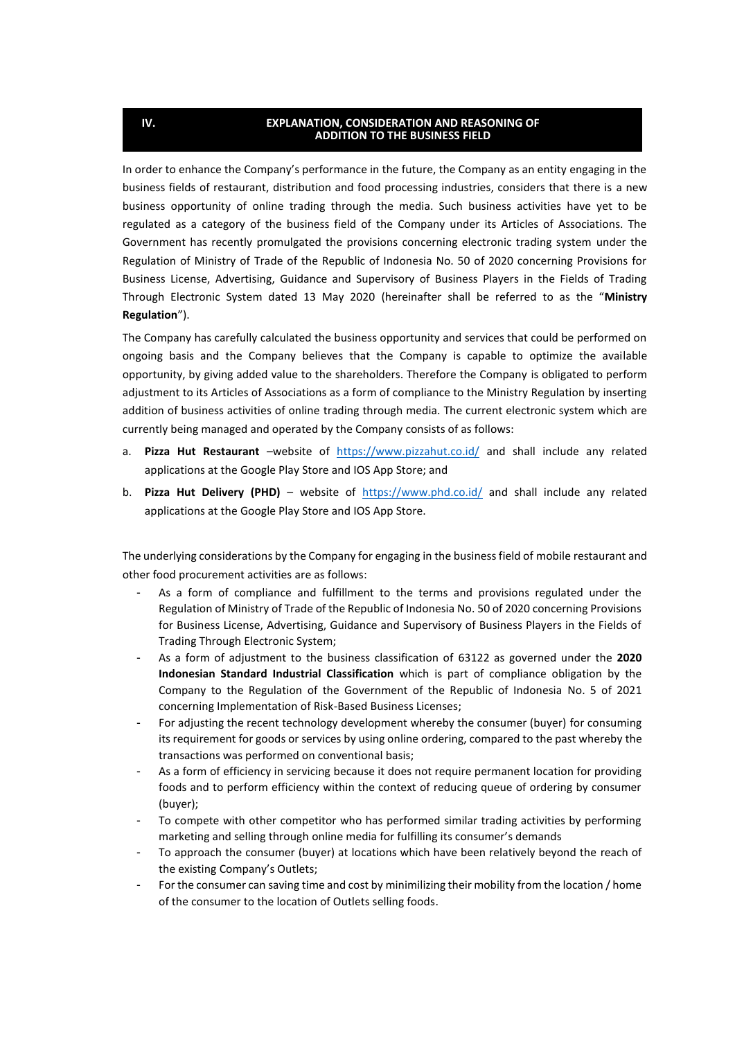## IV. EXPLANATION, CONSIDERATION AND REASONING OF ADDITION TO THE BUSINESS FIELD

In order to enhance the Company's performance in the future, the Company as an entity engaging in the business fields of restaurant, distribution and food processing industries, considers that there is a new business opportunity of online trading through the media. Such business activities have yet to be regulated as a category of the business field of the Company under its Articles of Associations. The Government has recently promulgated the provisions concerning electronic trading system under the Regulation of Ministry of Trade of the Republic of Indonesia No. 50 of 2020 concerning Provisions for Business License, Advertising, Guidance and Supervisory of Business Players in the Fields of Trading Through Electronic System dated 13 May 2020 (hereinafter shall be referred to as the "**Ministry Regulation**").

The Company has carefully calculated the business opportunity and services that could be performed on ongoing basis and the Company believes that the Company is capable to optimize the available opportunity, by giving added value to the shareholders. Therefore the Company is obligated to perform adjustment to its Articles of Associations as a form of compliance to the Ministry Regulation by inserting addition of business activities of online trading through media. The current electronic system which are currently being managed and operated by the Company consists of as follows:

a. **Pizza Hut Restaurant** –website of https://www.pizzahut.co.id/ and shall include any related applications at the Google Play Store and IOS App Store; and
b. **Pizza Hut Delivery (PHD)** – website of https://www.phd.co.id/ and shall include any related applications at the Google Play Store and IOS App Store.

The underlying considerations by the Company for engaging in the business field of mobile restaurant and other food procurement activities are as follows:

- As a form of compliance and fulfillment to the terms and provisions regulated under the Regulation of Ministry of Trade of the Republic of Indonesia No. 50 of 2020 concerning Provisions for Business License, Advertising, Guidance and Supervisory of Business Players in the Fields of Trading Through Electronic System;
- As a form of adjustment to the business classification of 63122 as governed under the **2020 Indonesian Standard Industrial Classification** which is part of compliance obligation by the Company to the Regulation of the Government of the Republic of Indonesia No. 5 of 2021 concerning Implementation of Risk-Based Business Licenses;
- For adjusting the recent technology development whereby the consumer (buyer) for consuming its requirement for goods or services by using online ordering, compared to the past whereby the transactions was performed on conventional basis;
- As a form of efficiency in servicing because it does not require permanent location for providing foods and to perform efficiency within the context of reducing queue of ordering by consumer (buyer);
- To compete with other competitor who has performed similar trading activities by performing marketing and selling through online media for fulfilling its consumer's demands
- To approach the consumer (buyer) at locations which have been relatively beyond the reach of the existing Company's Outlets;
- For the consumer can saving time and cost by minimilizing their mobility from the location / home of the consumer to the location of Outlets selling foods.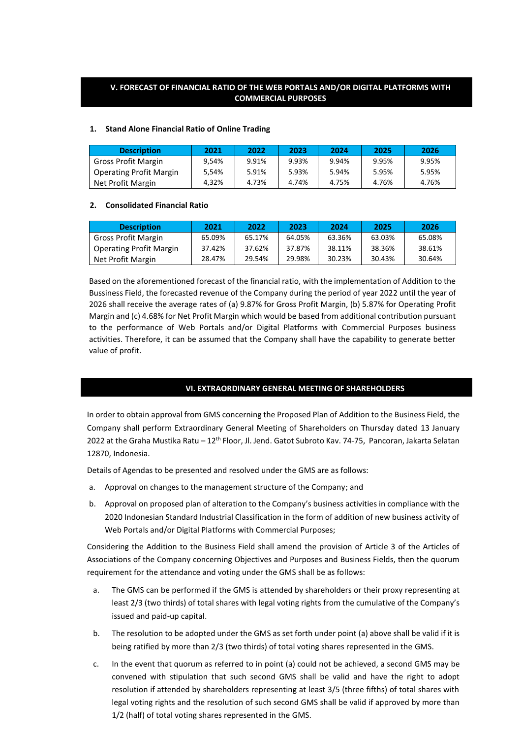## V. FORECAST OF FINANCIAL RATIO OF THE WEB PORTALS AND/OR DIGITAL PLATFORMS WITH COMMERCIAL PURPOSES

### 1. Stand Alone Financial Ratio of Online Trading

| Description | 2021 | 2022 | 2023 | 2024 | 2025 | 2026 |
|---|---|---|---|---|---|---|
| Gross Profit Margin | 9,54% | 9.91% | 9.93% | 9.94% | 9.95% | 9.95% |
| Operating Profit Margin | 5,54% | 5.91% | 5.93% | 5.94% | 5.95% | 5.95% |
| Net Profit Margin | 4,32% | 4.73% | 4.74% | 4.75% | 4.76% | 4.76% |

### 2. Consolidated Financial Ratio

| Description | 2021 | 2022 | 2023 | 2024 | 2025 | 2026 |
|---|---|---|---|---|---|---|
| Gross Profit Margin | 65.09% | 65.17% | 64.05% | 63.36% | 63.03% | 65.08% |
| Operating Profit Margin | 37.42% | 37.62% | 37.87% | 38.11% | 38.36% | 38.61% |
| Net Profit Margin | 28.47% | 29.54% | 29.98% | 30.23% | 30.43% | 30.64% |

Based on the aforementioned forecast of the financial ratio, with the implementation of Addition to the Bussiness Field, the forecasted revenue of the Company during the period of year 2022 until the year of 2026 shall receive the average rates of (a) 9.87% for Gross Profit Margin, (b) 5.87% for Operating Profit Margin and (c) 4.68% for Net Profit Margin which would be based from additional contribution pursuant to the performance of Web Portals and/or Digital Platforms with Commercial Purposes business activities. Therefore, it can be assumed that the Company shall have the capability to generate better value of profit.

## VI. EXTRAORDINARY GENERAL MEETING OF SHAREHOLDERS

In order to obtain approval from GMS concerning the Proposed Plan of Addition to the Business Field, the Company shall perform Extraordinary General Meeting of Shareholders on Thursday dated 13 January 2022 at the Graha Mustika Ratu – 12th Floor, Jl. Jend. Gatot Subroto Kav. 74-75, Pancoran, Jakarta Selatan 12870, Indonesia.

Details of Agendas to be presented and resolved under the GMS are as follows:

a. Approval on changes to the management structure of the Company; and

b. Approval on proposed plan of alteration to the Company's business activities in compliance with the 2020 Indonesian Standard Industrial Classification in the form of addition of new business activity of Web Portals and/or Digital Platforms with Commercial Purposes;

Considering the Addition to the Business Field shall amend the provision of Article 3 of the Articles of Associations of the Company concerning Objectives and Purposes and Business Fields, then the quorum requirement for the attendance and voting under the GMS shall be as follows:

a. The GMS can be performed if the GMS is attended by shareholders or their proxy representing at least 2/3 (two thirds) of total shares with legal voting rights from the cumulative of the Company's issued and paid-up capital.

b. The resolution to be adopted under the GMS as set forth under point (a) above shall be valid if it is being ratified by more than 2/3 (two thirds) of total voting shares represented in the GMS.

c. In the event that quorum as referred to in point (a) could not be achieved, a second GMS may be convened with stipulation that such second GMS shall be valid and have the right to adopt resolution if attended by shareholders representing at least 3/5 (three fifths) of total shares with legal voting rights and the resolution of such second GMS shall be valid if approved by more than 1/2 (half) of total voting shares represented in the GMS.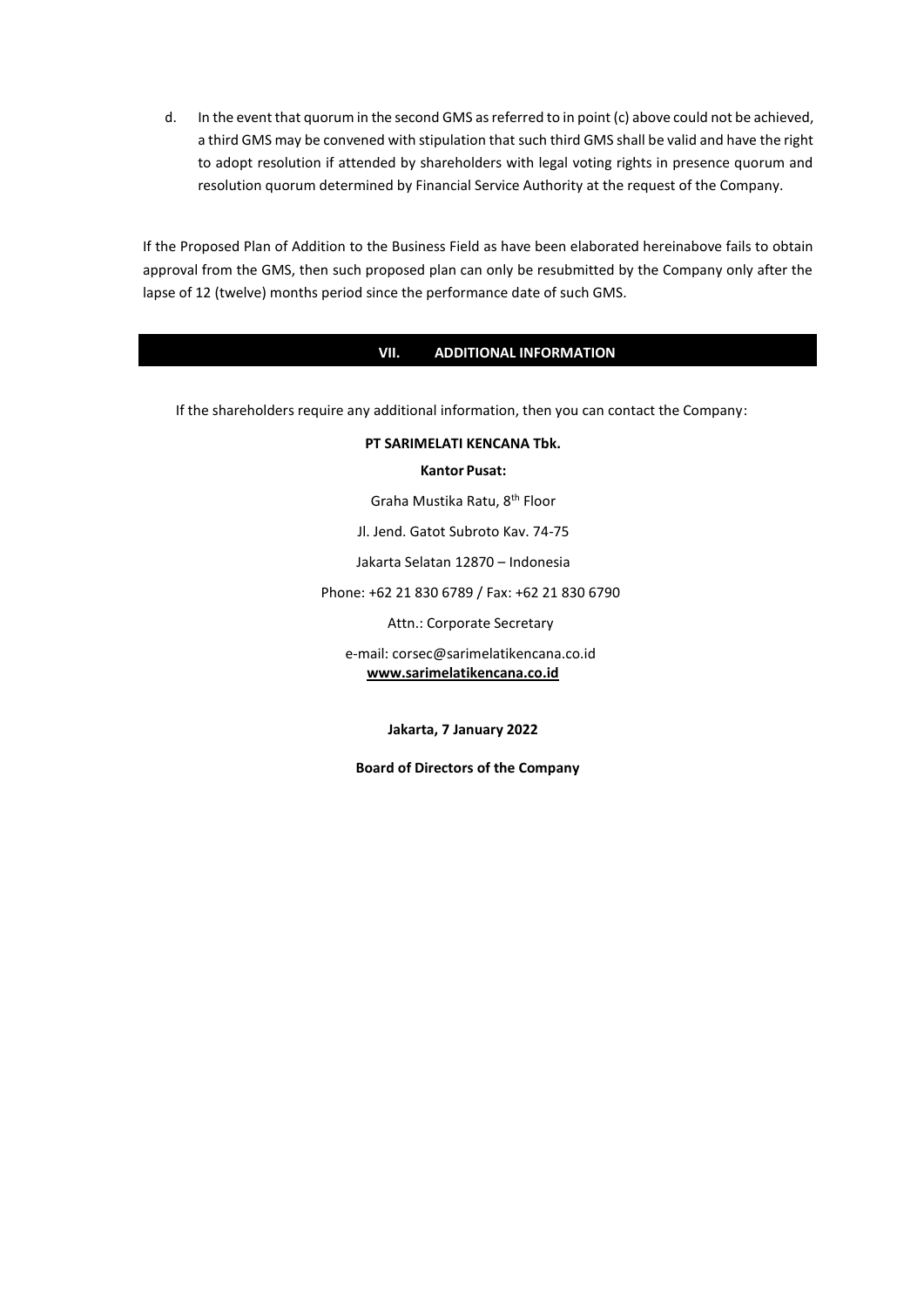d. In the event that quorum in the second GMS as referred to in point (c) above could not be achieved, a third GMS may be convened with stipulation that such third GMS shall be valid and have the right to adopt resolution if attended by shareholders with legal voting rights in presence quorum and resolution quorum determined by Financial Service Authority at the request of the Company.

If the Proposed Plan of Addition to the Business Field as have been elaborated hereinabove fails to obtain approval from the GMS, then such proposed plan can only be resubmitted by the Company only after the lapse of 12 (twelve) months period since the performance date of such GMS.

## VII. ADDITIONAL INFORMATION

If the shareholders require any additional information, then you can contact the Company:

**PT SARIMELATI KENCANA Tbk.**

**Kantor Pusat:**

Graha Mustika Ratu, 8th Floor

Jl. Jend. Gatot Subroto Kav. 74-75

Jakarta Selatan 12870 – Indonesia

Phone: +62 21 830 6789 / Fax: +62 21 830 6790

Attn.: Corporate Secretary

e-mail: corsec@sarimelatikencana.co.id
**www.sarimelatikencana.co.id**

**Jakarta, 7 January 2022**

**Board of Directors of the Company**